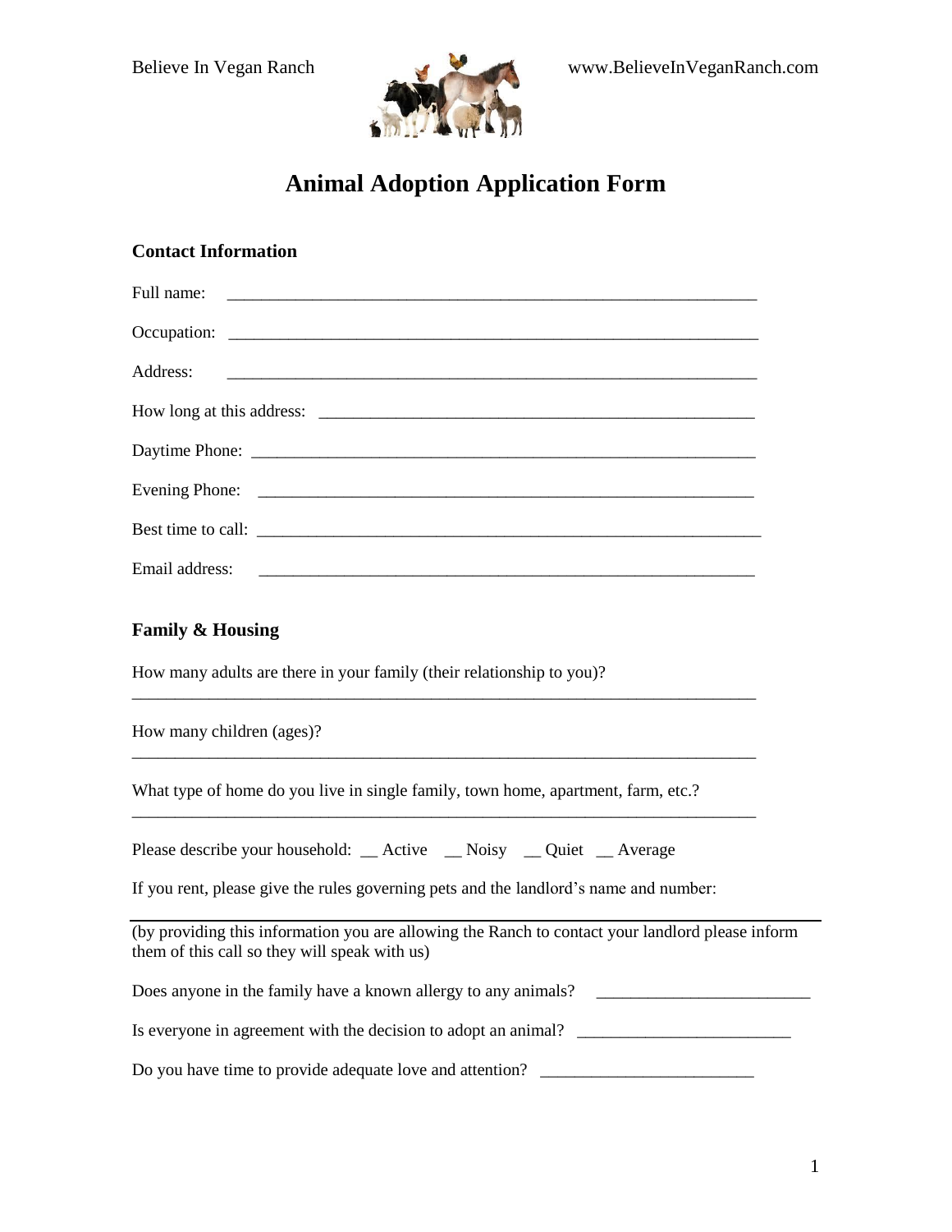Believe In Vegan Ranch www.BelieveInVeganRanch.com

# Animal Adoption Application Form

## Contact Information

Full name: ____________________________________________________________

Occupation: ____________________________________________________________

Address: ____________________________________________________________

How long at this address: ____________________________________________________

Daytime Phone: ________________________________________________________

Evening Phone: ________________________________________________________

Best time to call: ______________________________________________________

Email address: ________________________________________________________

## Family & Housing

How many adults are there in your family (their relationship to you)?

_______________________________________________________________________

How many children (ages)?

_______________________________________________________________________

What type of home do you live in single family, town home, apartment, farm, etc.?

_______________________________________________________________________

Please describe your household: __ Active __ Noisy __ Quiet __ Average

If you rent, please give the rules governing pets and the landlord's name and number:

_______________________________________________________________________

(by providing this information you are allowing the Ranch to contact your landlord please inform them of this call so they will speak with us)

Does anyone in the family have a known allergy to any animals? ________________________

Is everyone in agreement with the decision to adopt an animal? ________________________

Do you have time to provide adequate love and attention? ________________________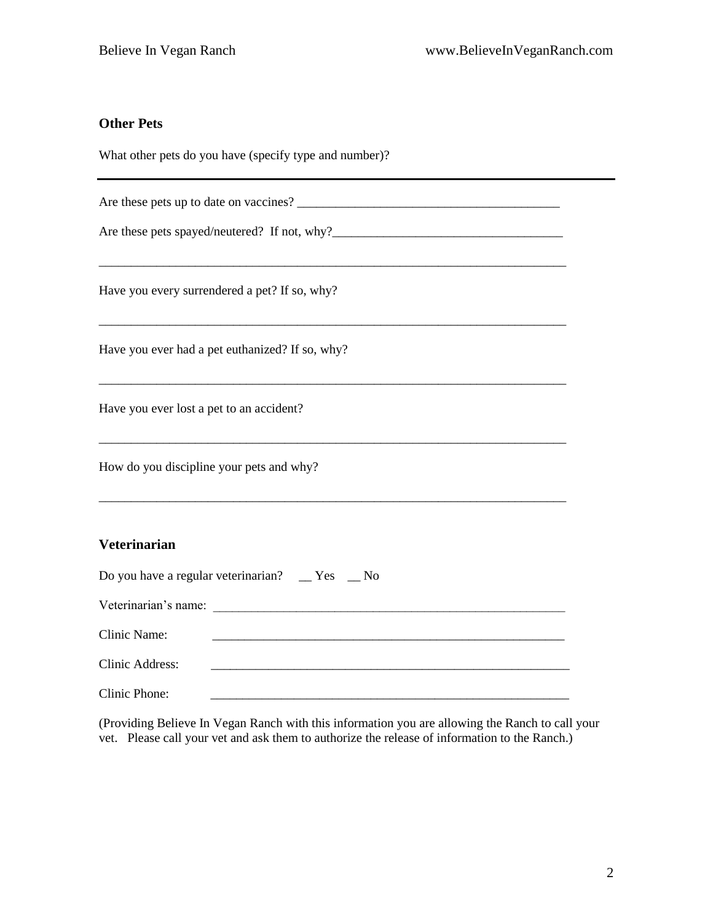## Other Pets

What other pets do you have (specify type and number)?

---

Are these pets up to date on vaccines? ________________________________________

Are these pets spayed/neutered? If not, why?___________________________________

__________________________________________________________________________

Have you every surrendered a pet? If so, why?

__________________________________________________________________________

Have you ever had a pet euthanized? If so, why?

__________________________________________________________________________

Have you ever lost a pet to an accident?

__________________________________________________________________________

How do you discipline your pets and why?

__________________________________________________________________________

## Veterinarian

Do you have a regular veterinarian? __ Yes __ No

Veterinarian's name: _____________________________________________________

Clinic Name: _____________________________________________________

Clinic Address: _____________________________________________________

Clinic Phone: _____________________________________________________

(Providing Believe In Vegan Ranch with this information you are allowing the Ranch to call your vet. Please call your vet and ask them to authorize the release of information to the Ranch.)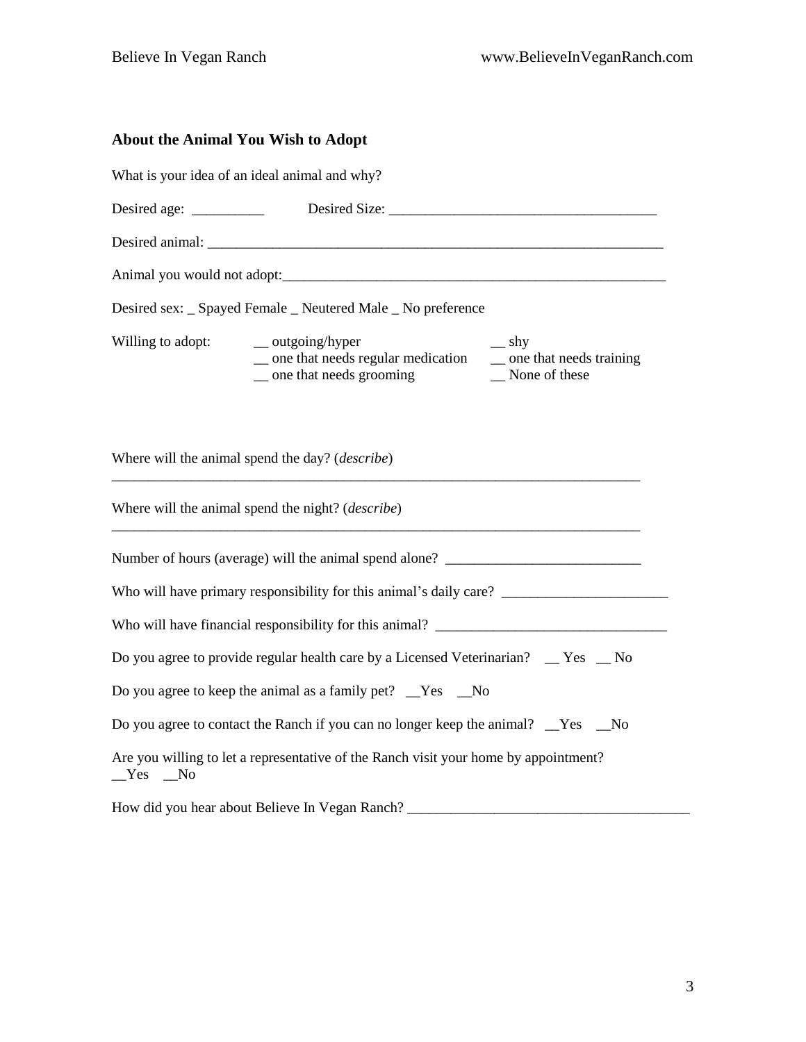## About the Animal You Wish to Adopt

What is your idea of an ideal animal and why?

Desired age: __________ Desired Size: _____________________________________

Desired animal: _________________________________________________________________

Animal you would not adopt:______________________________________________________

Desired sex: _ Spayed Female _ Neutered Male _ No preference

Willing to adopt:

- __ outgoing/hyper
- __ shy
- __ one that needs regular medication
- __ one that needs training
- __ one that needs grooming
- __ None of these

Where will the animal spend the day? (*describe*)

___________________________________________________________________________

Where will the animal spend the night? (*describe*)

___________________________________________________________________________

Number of hours (average) will the animal spend alone? ___________________________

Who will have primary responsibility for this animal's daily care? _______________________

Who will have financial responsibility for this animal? ________________________________

Do you agree to provide regular health care by a Licensed Veterinarian? __ Yes __ No

Do you agree to keep the animal as a family pet? __Yes __No

Do you agree to contact the Ranch if you can no longer keep the animal? __Yes __No

Are you willing to let a representative of the Ranch visit your home by appointment?
__Yes __No

How did you hear about Believe In Vegan Ranch? _______________________________________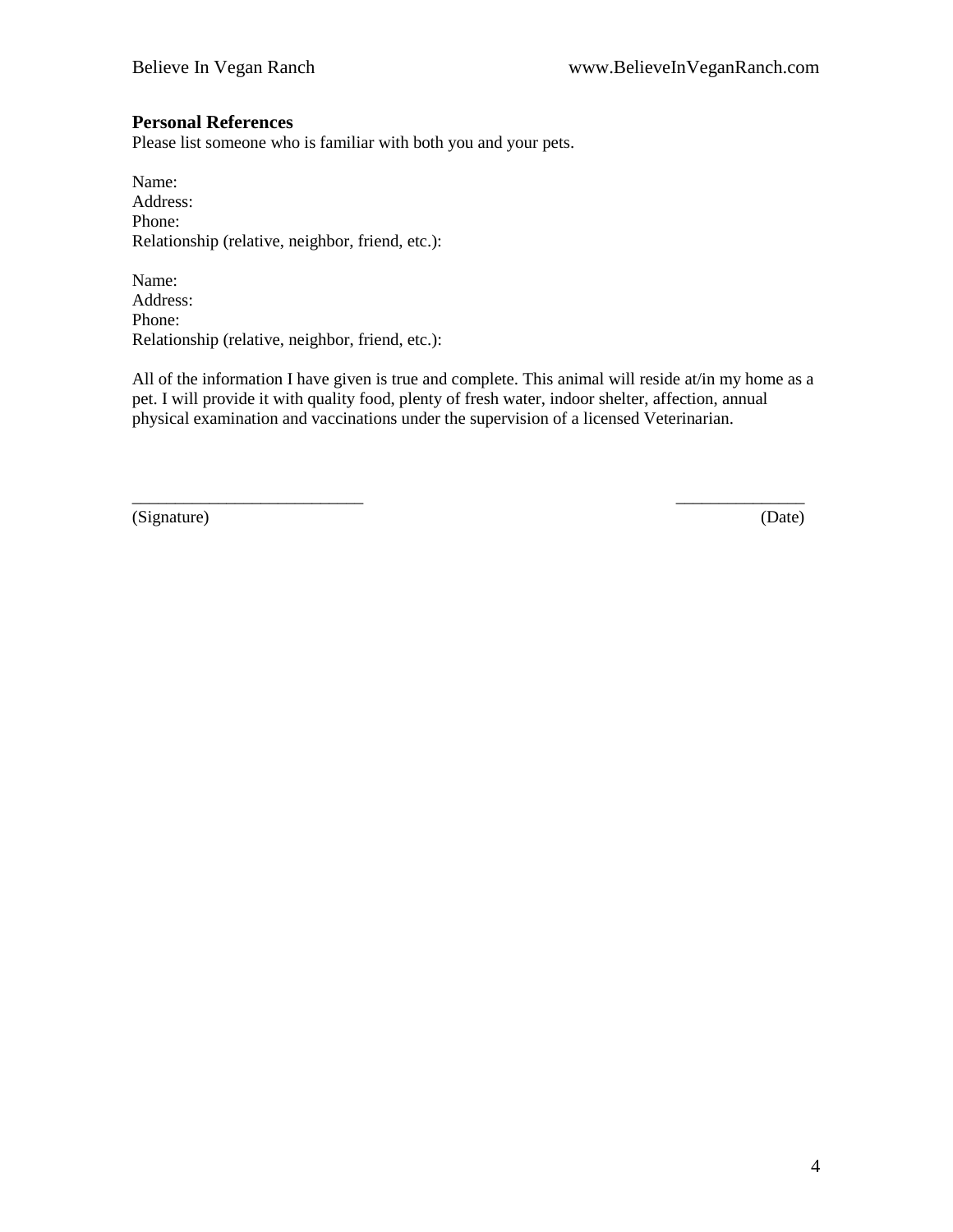## Personal References

Please list someone who is familiar with both you and your pets.

Name:
Address:
Phone:
Relationship (relative, neighbor, friend, etc.):

Name:
Address:
Phone:
Relationship (relative, neighbor, friend, etc.):

All of the information I have given is true and complete. This animal will reside at/in my home as a pet. I will provide it with quality food, plenty of fresh water, indoor shelter, affection, annual physical examination and vaccinations under the supervision of a licensed Veterinarian.

___________________________ _______________
(Signature) (Date)